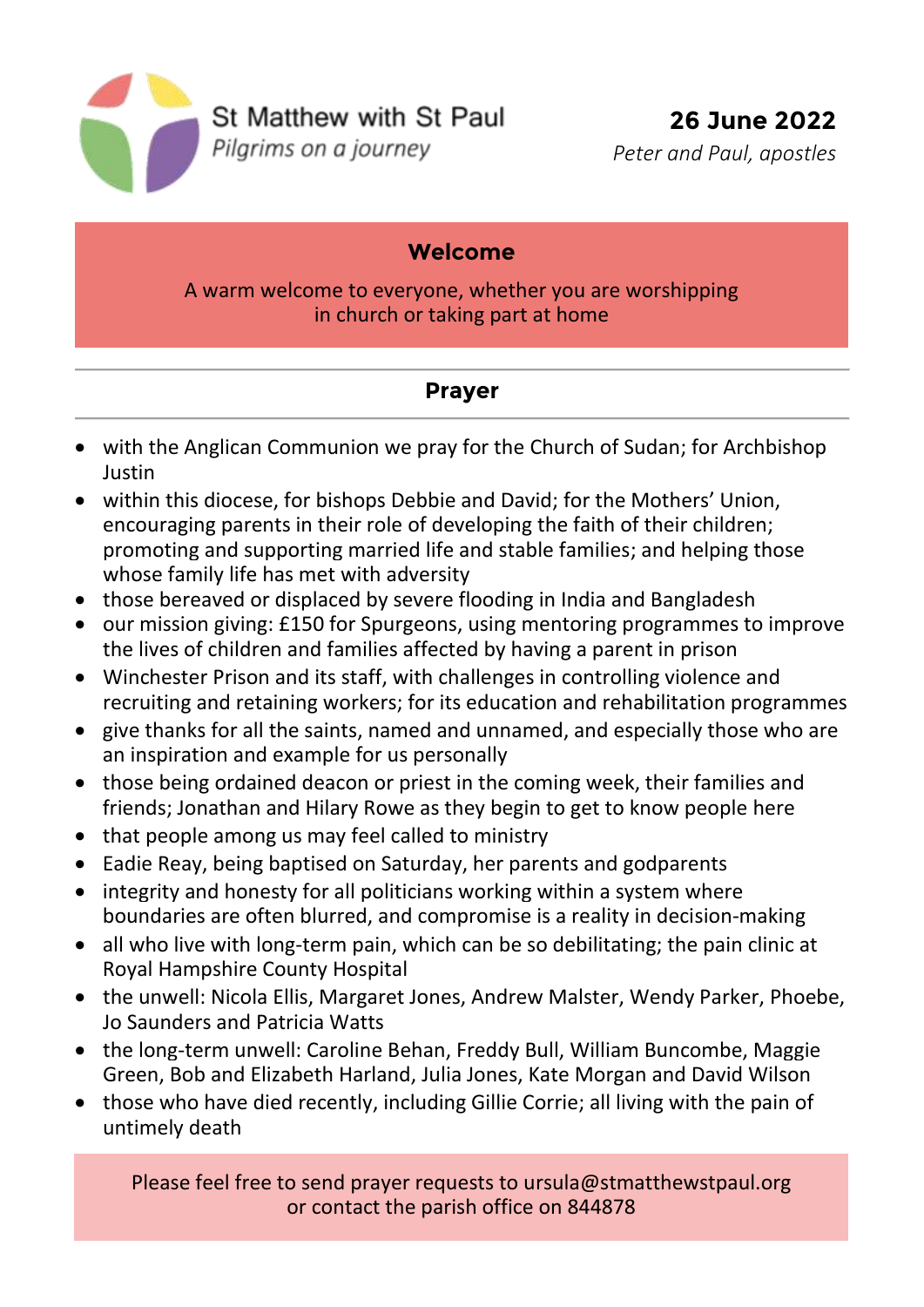St Matthew with St Paul

*Pilgrims on a journey*

**26 June 2022**

*Peter and Paul, apostles*

## Welcome

A warm welcome to everyone, whether you are worshipping in church or taking part at home

## Prayer

- with the Anglican Communion we pray for the Church of Sudan; for Archbishop Justin
- within this diocese, for bishops Debbie and David; for the Mothers' Union, encouraging parents in their role of developing the faith of their children; promoting and supporting married life and stable families; and helping those whose family life has met with adversity
- those bereaved or displaced by severe flooding in India and Bangladesh
- our mission giving: £150 for Spurgeons, using mentoring programmes to improve the lives of children and families affected by having a parent in prison
- Winchester Prison and its staff, with challenges in controlling violence and recruiting and retaining workers; for its education and rehabilitation programmes
- give thanks for all the saints, named and unnamed, and especially those who are an inspiration and example for us personally
- those being ordained deacon or priest in the coming week, their families and friends; Jonathan and Hilary Rowe as they begin to get to know people here
- that people among us may feel called to ministry
- Eadie Reay, being baptised on Saturday, her parents and godparents
- integrity and honesty for all politicians working within a system where boundaries are often blurred, and compromise is a reality in decision-making
- all who live with long-term pain, which can be so debilitating; the pain clinic at Royal Hampshire County Hospital
- the unwell: Nicola Ellis, Margaret Jones, Andrew Malster, Wendy Parker, Phoebe, Jo Saunders and Patricia Watts
- the long-term unwell: Caroline Behan, Freddy Bull, William Buncombe, Maggie Green, Bob and Elizabeth Harland, Julia Jones, Kate Morgan and David Wilson
- those who have died recently, including Gillie Corrie; all living with the pain of untimely death

Please feel free to send prayer requests to ursula@stmatthewstpaul.org or contact the parish office on 844878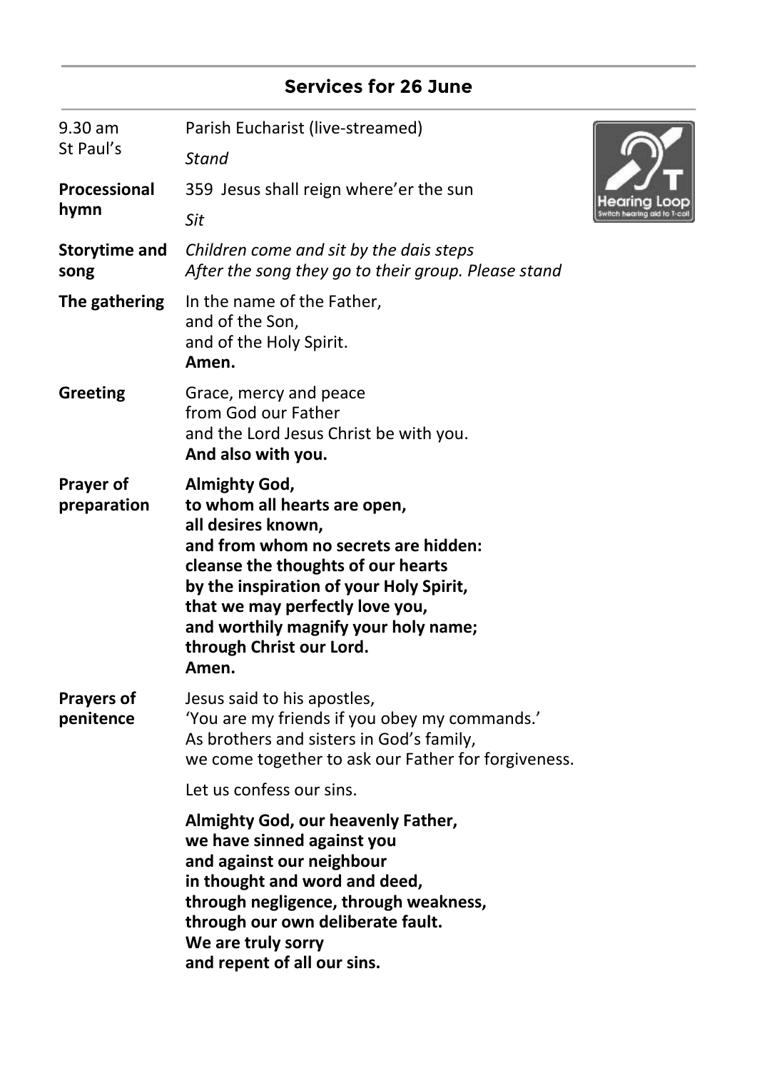## Services for 26 June

**9.30 am St Paul's**

Parish Eucharist (live-streamed)

*Stand*

**Processional hymn**

359 Jesus shall reign where'er the sun

*Sit*

**Storytime and song**

*Children come and sit by the dais steps*
*After the song they go to their group. Please stand*

**The gathering**

In the name of the Father,
and of the Son,
and of the Holy Spirit.
**Amen.**

**Greeting**

Grace, mercy and peace
from God our Father
and the Lord Jesus Christ be with you.
**And also with you.**

**Prayer of preparation**

**Almighty God,**
**to whom all hearts are open,**
**all desires known,**
**and from whom no secrets are hidden:**
**cleanse the thoughts of our hearts**
**by the inspiration of your Holy Spirit,**
**that we may perfectly love you,**
**and worthily magnify your holy name;**
**through Christ our Lord.**
**Amen.**

**Prayers of penitence**

Jesus said to his apostles,
'You are my friends if you obey my commands.'
As brothers and sisters in God's family,
we come together to ask our Father for forgiveness.

Let us confess our sins.

**Almighty God, our heavenly Father,**
**we have sinned against you**
**and against our neighbour**
**in thought and word and deed,**
**through negligence, through weakness,**
**through our own deliberate fault.**
**We are truly sorry**
**and repent of all our sins.**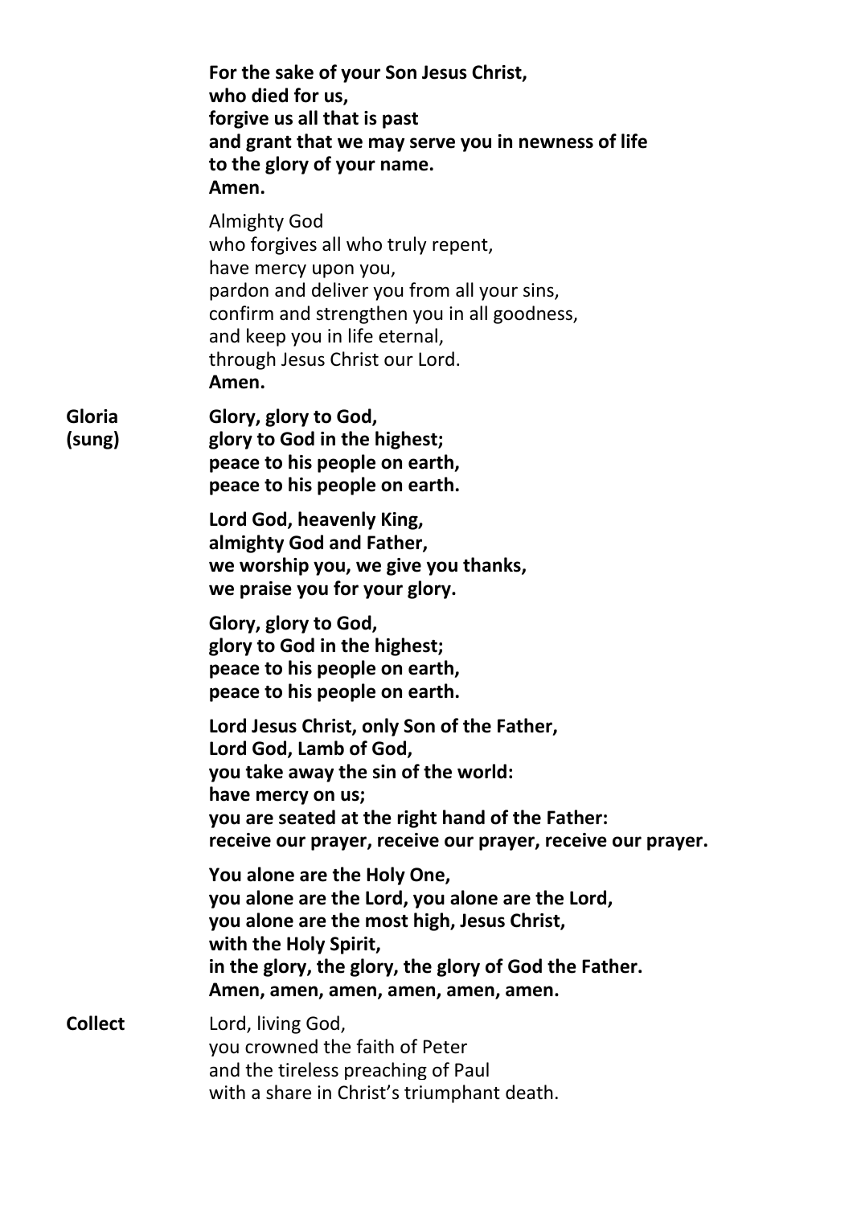**For the sake of your Son Jesus Christ,**
**who died for us,**
**forgive us all that is past**
**and grant that we may serve you in newness of life**
**to the glory of your name.**
**Amen.**

Almighty God
who forgives all who truly repent,
have mercy upon you,
pardon and deliver you from all your sins,
confirm and strengthen you in all goodness,
and keep you in life eternal,
through Jesus Christ our Lord.
**Amen.**

**Gloria (sung)**

**Glory, glory to God,**
**glory to God in the highest;**
**peace to his people on earth,**
**peace to his people on earth.**

**Lord God, heavenly King,**
**almighty God and Father,**
**we worship you, we give you thanks,**
**we praise you for your glory.**

**Glory, glory to God,**
**glory to God in the highest;**
**peace to his people on earth,**
**peace to his people on earth.**

**Lord Jesus Christ, only Son of the Father,**
**Lord God, Lamb of God,**
**you take away the sin of the world:**
**have mercy on us;**
**you are seated at the right hand of the Father:**
**receive our prayer, receive our prayer, receive our prayer.**

**You alone are the Holy One,**
**you alone are the Lord, you alone are the Lord,**
**you alone are the most high, Jesus Christ,**
**with the Holy Spirit,**
**in the glory, the glory, the glory of God the Father.**
**Amen, amen, amen, amen, amen, amen.**

**Collect**

Lord, living God,
you crowned the faith of Peter
and the tireless preaching of Paul
with a share in Christ's triumphant death.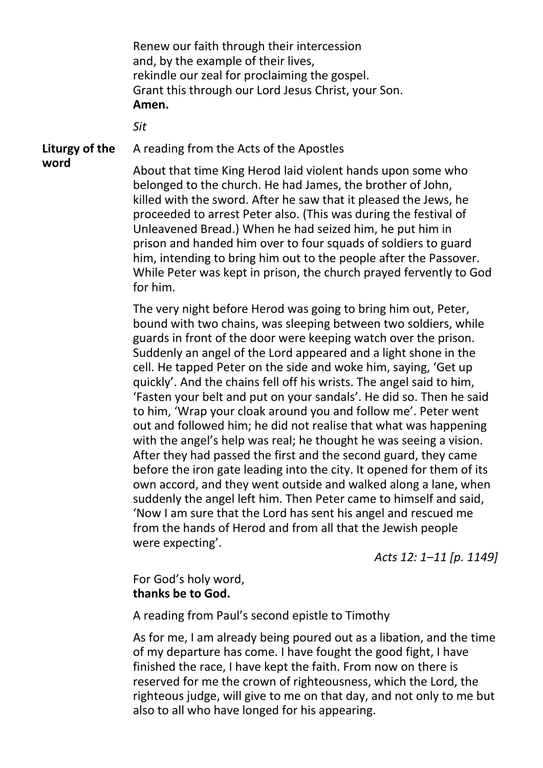Renew our faith through their intercession
and, by the example of their lives,
rekindle our zeal for proclaiming the gospel.
Grant this through our Lord Jesus Christ, your Son.
**Amen.**

*Sit*

**Liturgy of the word**

A reading from the Acts of the Apostles

About that time King Herod laid violent hands upon some who belonged to the church. He had James, the brother of John, killed with the sword. After he saw that it pleased the Jews, he proceeded to arrest Peter also. (This was during the festival of Unleavened Bread.) When he had seized him, he put him in prison and handed him over to four squads of soldiers to guard him, intending to bring him out to the people after the Passover. While Peter was kept in prison, the church prayed fervently to God for him.

The very night before Herod was going to bring him out, Peter, bound with two chains, was sleeping between two soldiers, while guards in front of the door were keeping watch over the prison. Suddenly an angel of the Lord appeared and a light shone in the cell. He tapped Peter on the side and woke him, saying, 'Get up quickly'. And the chains fell off his wrists. The angel said to him, 'Fasten your belt and put on your sandals'. He did so. Then he said to him, 'Wrap your cloak around you and follow me'. Peter went out and followed him; he did not realise that what was happening with the angel's help was real; he thought he was seeing a vision. After they had passed the first and the second guard, they came before the iron gate leading into the city. It opened for them of its own accord, and they went outside and walked along a lane, when suddenly the angel left him. Then Peter came to himself and said, 'Now I am sure that the Lord has sent his angel and rescued me from the hands of Herod and from all that the Jewish people were expecting'.

*Acts 12: 1–11 [p. 1149]*

For God's holy word,
**thanks be to God.**

A reading from Paul's second epistle to Timothy

As for me, I am already being poured out as a libation, and the time of my departure has come. I have fought the good fight, I have finished the race, I have kept the faith. From now on there is reserved for me the crown of righteousness, which the Lord, the righteous judge, will give to me on that day, and not only to me but also to all who have longed for his appearing.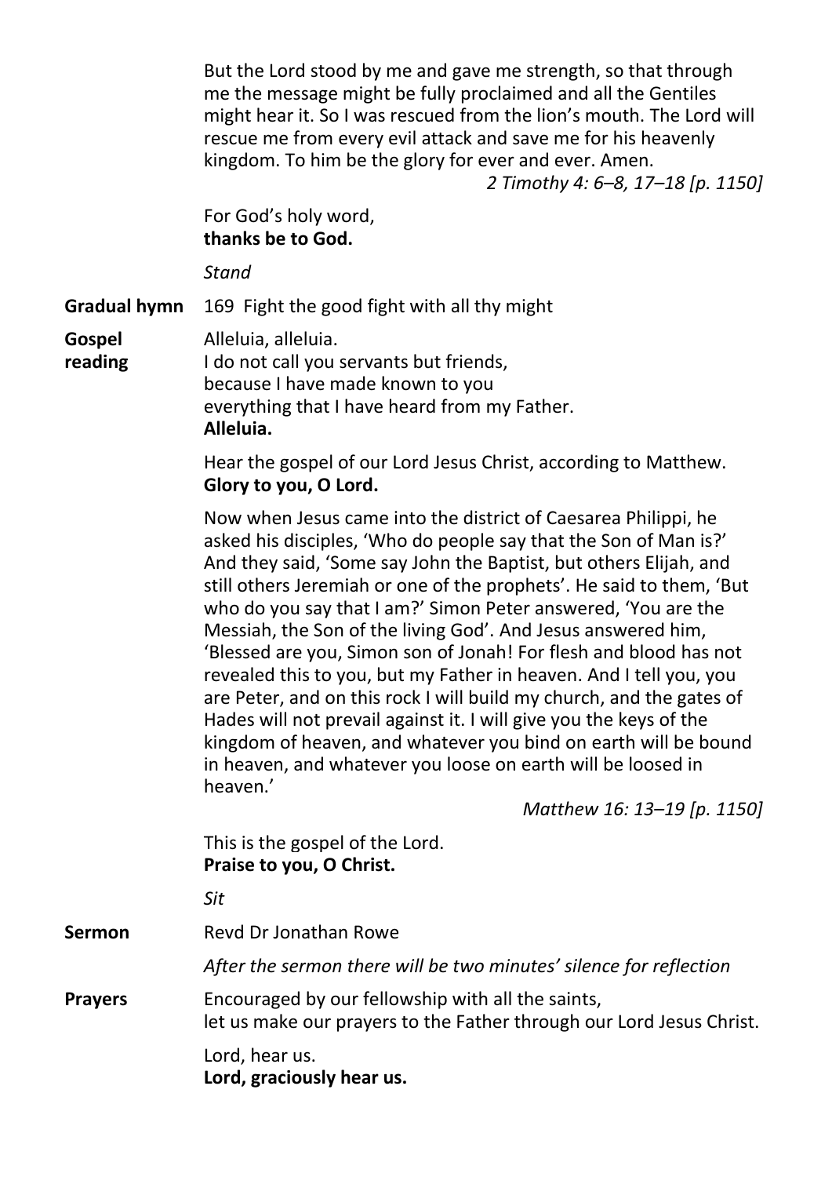But the Lord stood by me and gave me strength, so that through me the message might be fully proclaimed and all the Gentiles might hear it. So I was rescued from the lion's mouth. The Lord will rescue me from every evil attack and save me for his heavenly kingdom. To him be the glory for ever and ever. Amen.

*2 Timothy 4: 6–8, 17–18 [p. 1150]*

For God's holy word,
**thanks be to God.**

*Stand*

**Gradual hymn** 169 Fight the good fight with all thy might

**Gospel reading**

Alleluia, alleluia.
I do not call you servants but friends,
because I have made known to you
everything that I have heard from my Father.
**Alleluia.**

Hear the gospel of our Lord Jesus Christ, according to Matthew.
**Glory to you, O Lord.**

Now when Jesus came into the district of Caesarea Philippi, he asked his disciples, 'Who do people say that the Son of Man is?' And they said, 'Some say John the Baptist, but others Elijah, and still others Jeremiah or one of the prophets'. He said to them, 'But who do you say that I am?' Simon Peter answered, 'You are the Messiah, the Son of the living God'. And Jesus answered him, 'Blessed are you, Simon son of Jonah! For flesh and blood has not revealed this to you, but my Father in heaven. And I tell you, you are Peter, and on this rock I will build my church, and the gates of Hades will not prevail against it. I will give you the keys of the kingdom of heaven, and whatever you bind on earth will be bound in heaven, and whatever you loose on earth will be loosed in heaven.'

*Matthew 16: 13–19 [p. 1150]*

This is the gospel of the Lord.
**Praise to you, O Christ.**

*Sit*

**Sermon** Revd Dr Jonathan Rowe

*After the sermon there will be two minutes' silence for reflection*

**Prayers**

Encouraged by our fellowship with all the saints,
let us make our prayers to the Father through our Lord Jesus Christ.

Lord, hear us.
**Lord, graciously hear us.**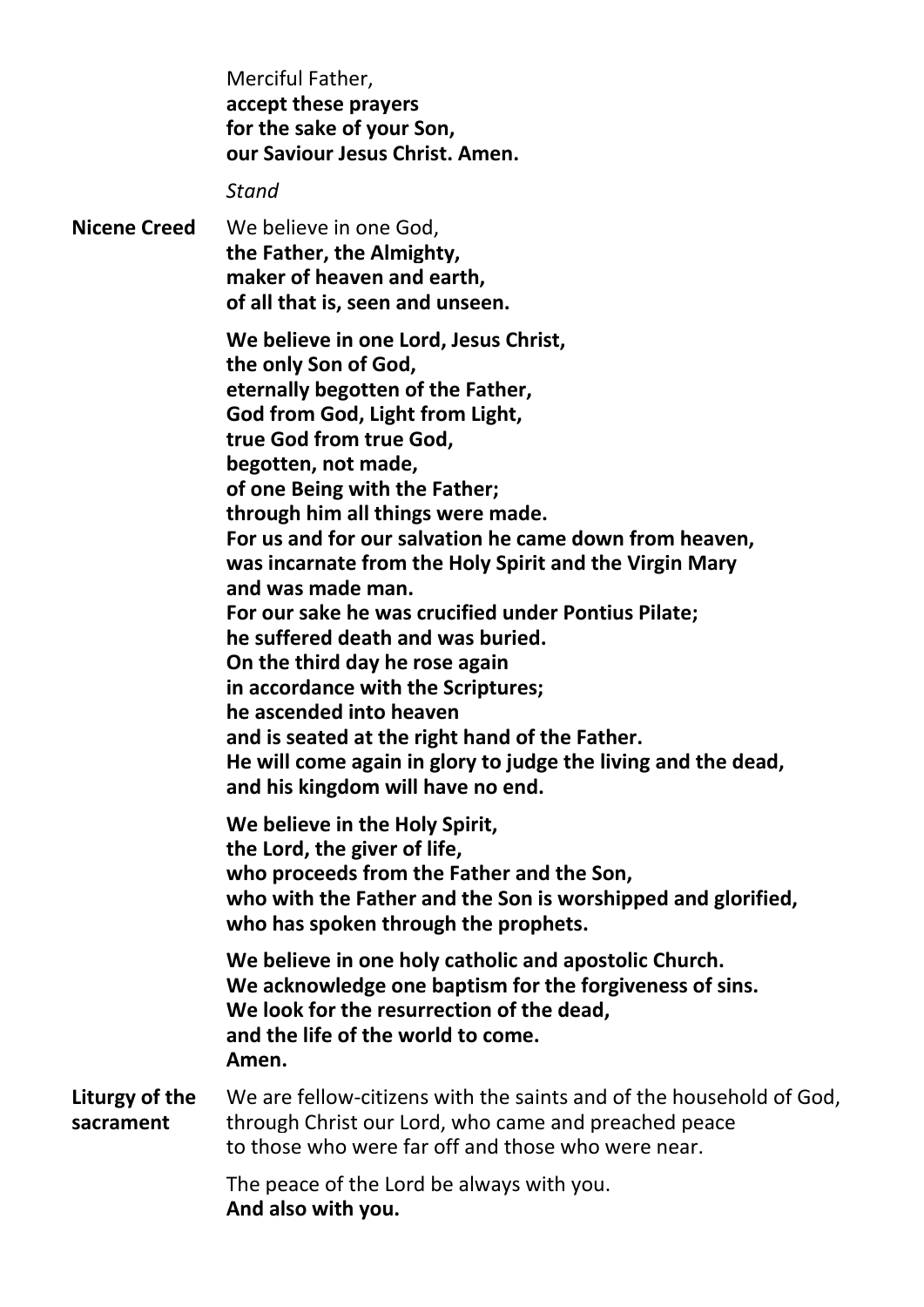Merciful Father,
**accept these prayers**
**for the sake of your Son,**
**our Saviour Jesus Christ. Amen.**

*Stand*

**Nicene Creed**

We believe in one God,
**the Father, the Almighty,**
**maker of heaven and earth,**
**of all that is, seen and unseen.**

**We believe in one Lord, Jesus Christ,**
**the only Son of God,**
**eternally begotten of the Father,**
**God from God, Light from Light,**
**true God from true God,**
**begotten, not made,**
**of one Being with the Father;**
**through him all things were made.**
**For us and for our salvation he came down from heaven,**
**was incarnate from the Holy Spirit and the Virgin Mary**
**and was made man.**
**For our sake he was crucified under Pontius Pilate;**
**he suffered death and was buried.**
**On the third day he rose again**
**in accordance with the Scriptures;**
**he ascended into heaven**
**and is seated at the right hand of the Father.**
**He will come again in glory to judge the living and the dead,**
**and his kingdom will have no end.**

**We believe in the Holy Spirit,**
**the Lord, the giver of life,**
**who proceeds from the Father and the Son,**
**who with the Father and the Son is worshipped and glorified,**
**who has spoken through the prophets.**

**We believe in one holy catholic and apostolic Church.**
**We acknowledge one baptism for the forgiveness of sins.**
**We look for the resurrection of the dead,**
**and the life of the world to come.**
**Amen.**

**Liturgy of the sacrament**

We are fellow-citizens with the saints and of the household of God,
through Christ our Lord, who came and preached peace
to those who were far off and those who were near.

The peace of the Lord be always with you.
**And also with you.**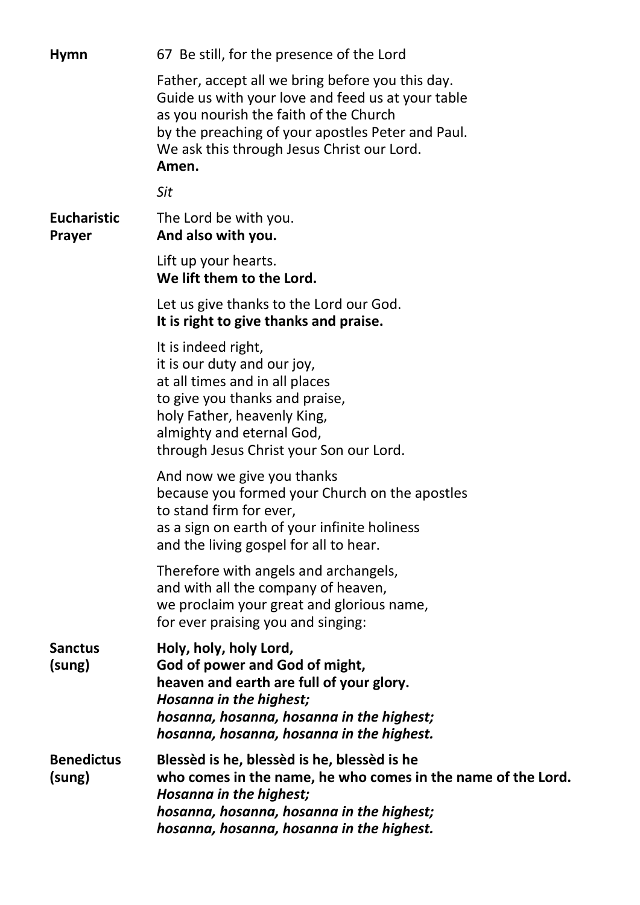**Hymn** 67 Be still, for the presence of the Lord

Father, accept all we bring before you this day.
Guide us with your love and feed us at your table
as you nourish the faith of the Church
by the preaching of your apostles Peter and Paul.
We ask this through Jesus Christ our Lord.
**Amen.**

*Sit*

**Eucharistic Prayer**

The Lord be with you.
**And also with you.**

Lift up your hearts.
**We lift them to the Lord.**

Let us give thanks to the Lord our God.
**It is right to give thanks and praise.**

It is indeed right,
it is our duty and our joy,
at all times and in all places
to give you thanks and praise,
holy Father, heavenly King,
almighty and eternal God,
through Jesus Christ your Son our Lord.

And now we give you thanks
because you formed your Church on the apostles
to stand firm for ever,
as a sign on earth of your infinite holiness
and the living gospel for all to hear.

Therefore with angels and archangels,
and with all the company of heaven,
we proclaim your great and glorious name,
for ever praising you and singing:

**Sanctus (sung)**

**Holy, holy, holy Lord,**
**God of power and God of might,**
**heaven and earth are full of your glory.**
***Hosanna in the highest;***
***hosanna, hosanna, hosanna in the highest;***
***hosanna, hosanna, hosanna in the highest.***

**Benedictus (sung)**

**Blessèd is he, blessèd is he, blessèd is he**
**who comes in the name, he who comes in the name of the Lord.**
***Hosanna in the highest;***
***hosanna, hosanna, hosanna in the highest;***
***hosanna, hosanna, hosanna in the highest.***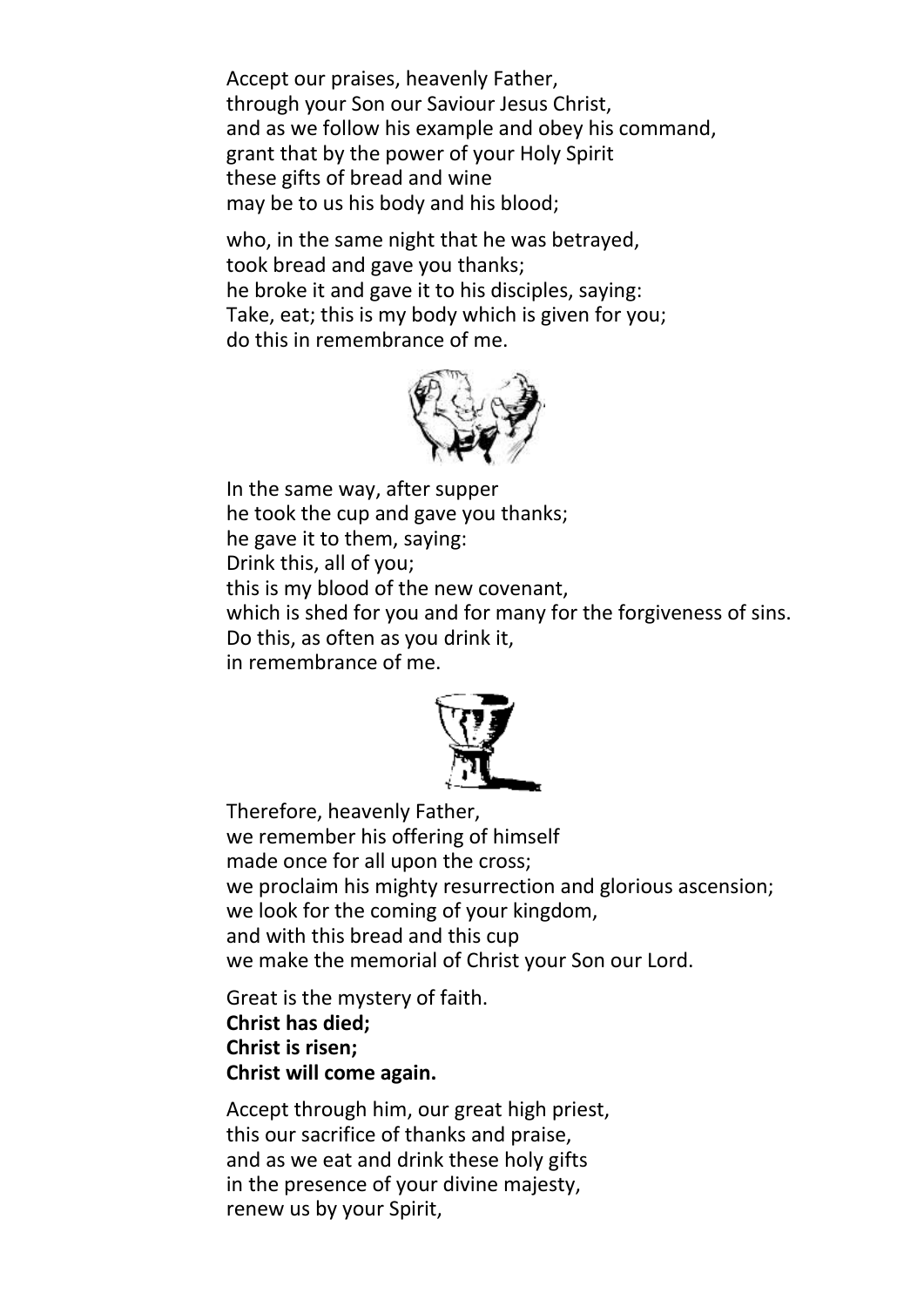Accept our praises, heavenly Father,
through your Son our Saviour Jesus Christ,
and as we follow his example and obey his command,
grant that by the power of your Holy Spirit
these gifts of bread and wine
may be to us his body and his blood;

who, in the same night that he was betrayed,
took bread and gave you thanks;
he broke it and gave it to his disciples, saying:
Take, eat; this is my body which is given for you;
do this in remembrance of me.

In the same way, after supper
he took the cup and gave you thanks;
he gave it to them, saying:
Drink this, all of you;
this is my blood of the new covenant,
which is shed for you and for many for the forgiveness of sins.
Do this, as often as you drink it,
in remembrance of me.

Therefore, heavenly Father,
we remember his offering of himself
made once for all upon the cross;
we proclaim his mighty resurrection and glorious ascension;
we look for the coming of your kingdom,
and with this bread and this cup
we make the memorial of Christ your Son our Lord.

Great is the mystery of faith.
**Christ has died;**
**Christ is risen;**
**Christ will come again.**

Accept through him, our great high priest,
this our sacrifice of thanks and praise,
and as we eat and drink these holy gifts
in the presence of your divine majesty,
renew us by your Spirit,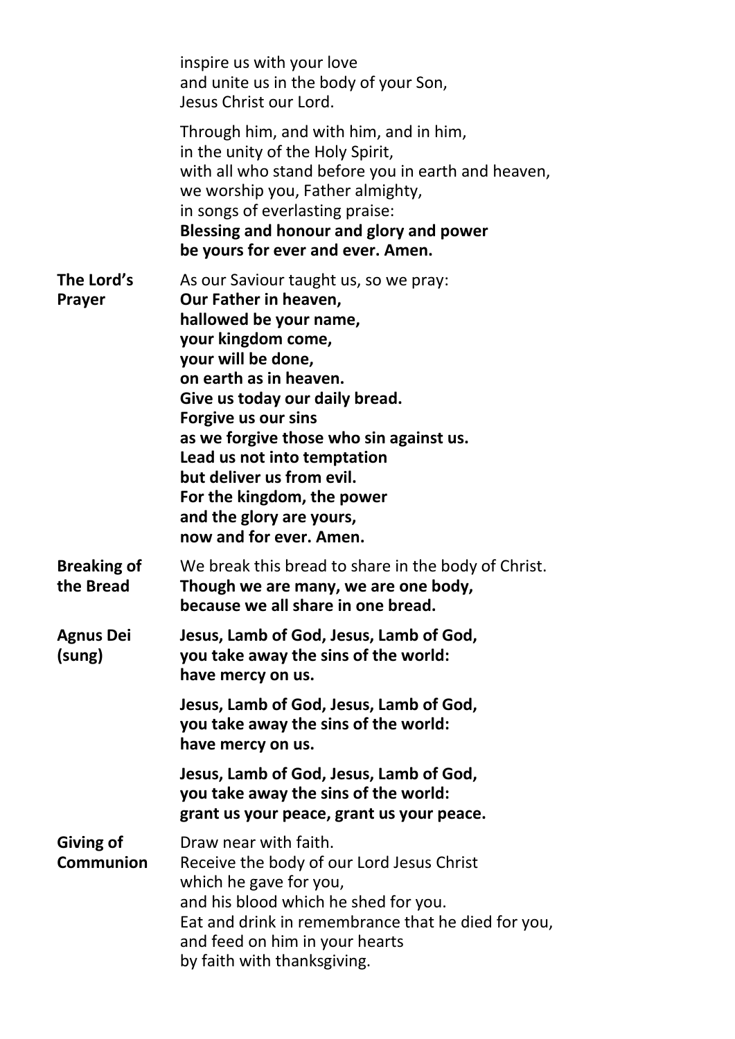inspire us with your love
and unite us in the body of your Son,
Jesus Christ our Lord.

Through him, and with him, and in him,
in the unity of the Holy Spirit,
with all who stand before you in earth and heaven,
we worship you, Father almighty,
in songs of everlasting praise:
**Blessing and honour and glory and power**
**be yours for ever and ever. Amen.**

**The Lord's Prayer**

As our Saviour taught us, so we pray:
**Our Father in heaven,**
**hallowed be your name,**
**your kingdom come,**
**your will be done,**
**on earth as in heaven.**
**Give us today our daily bread.**
**Forgive us our sins**
**as we forgive those who sin against us.**
**Lead us not into temptation**
**but deliver us from evil.**
**For the kingdom, the power**
**and the glory are yours,**
**now and for ever. Amen.**

**Breaking of the Bread**

We break this bread to share in the body of Christ.
**Though we are many, we are one body,**
**because we all share in one bread.**

**Agnus Dei (sung)**

**Jesus, Lamb of God, Jesus, Lamb of God,**
**you take away the sins of the world:**
**have mercy on us.**

**Jesus, Lamb of God, Jesus, Lamb of God,**
**you take away the sins of the world:**
**have mercy on us.**

**Jesus, Lamb of God, Jesus, Lamb of God,**
**you take away the sins of the world:**
**grant us your peace, grant us your peace.**

**Giving of Communion**

Draw near with faith.
Receive the body of our Lord Jesus Christ
which he gave for you,
and his blood which he shed for you.
Eat and drink in remembrance that he died for you,
and feed on him in your hearts
by faith with thanksgiving.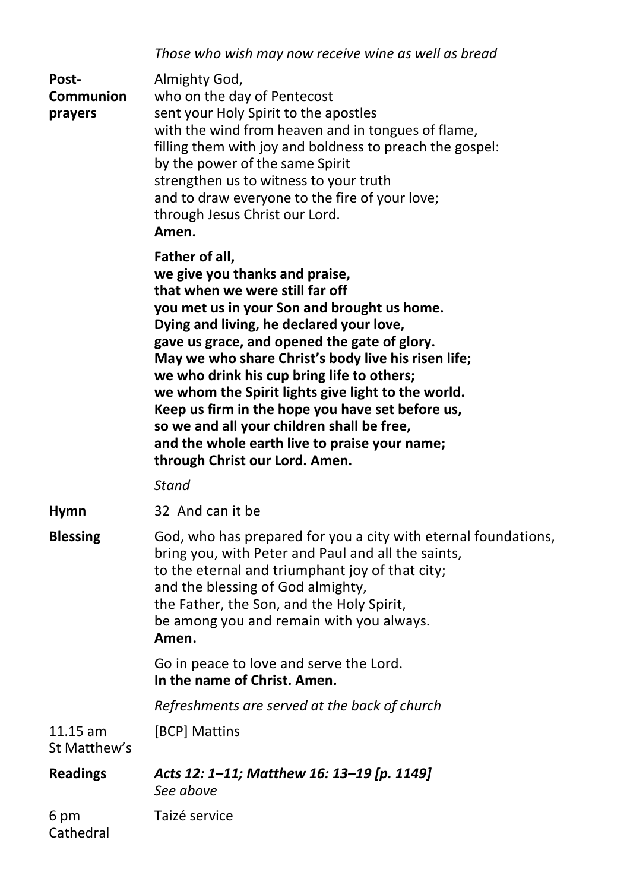*Those who wish may now receive wine as well as bread*

**Post-Communion prayers**

Almighty God,
who on the day of Pentecost
sent your Holy Spirit to the apostles
with the wind from heaven and in tongues of flame,
filling them with joy and boldness to preach the gospel:
by the power of the same Spirit
strengthen us to witness to your truth
and to draw everyone to the fire of your love;
through Jesus Christ our Lord.
**Amen.**

**Father of all,
we give you thanks and praise,
that when we were still far off
you met us in your Son and brought us home.
Dying and living, he declared your love,
gave us grace, and opened the gate of glory.
May we who share Christ's body live his risen life;
we who drink his cup bring life to others;
we whom the Spirit lights give light to the world.
Keep us firm in the hope you have set before us,
so we and all your children shall be free,
and the whole earth live to praise your name;
through Christ our Lord. Amen.**

*Stand*

**Hymn** 32 And can it be

**Blessing**

God, who has prepared for you a city with eternal foundations,
bring you, with Peter and Paul and all the saints,
to the eternal and triumphant joy of that city;
and the blessing of God almighty,
the Father, the Son, and the Holy Spirit,
be among you and remain with you always.
**Amen.**

Go in peace to love and serve the Lord.
**In the name of Christ. Amen.**

*Refreshments are served at the back of church*

11.15 am St Matthew's — [BCP] Mattins

**Readings** ***Acts 12: 1–11; Matthew 16: 13–19 [p. 1149]***
*See above*

6 pm Cathedral — Taizé service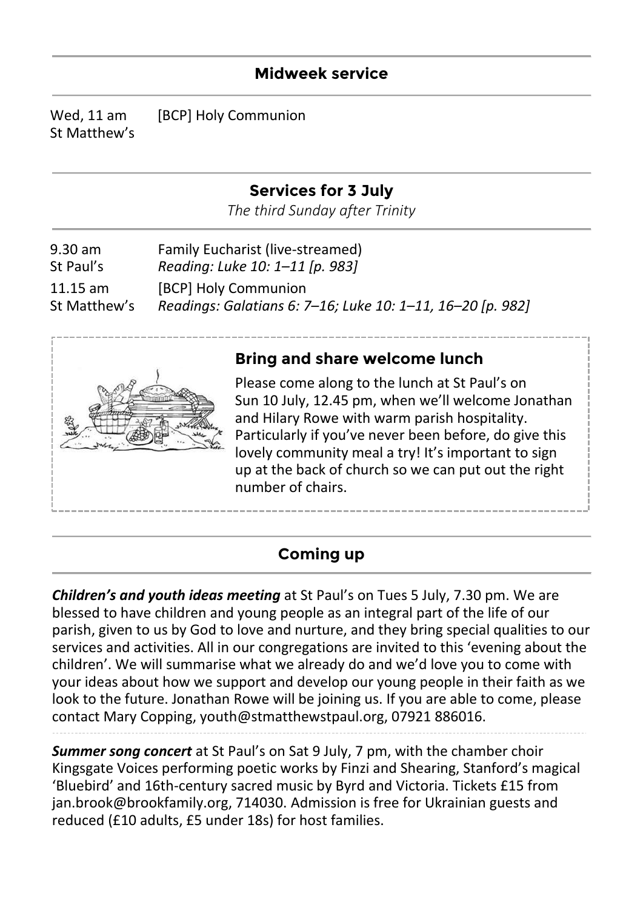## Midweek service

Wed, 11 am
St Matthew's

[BCP] Holy Communion

## Services for 3 July

*The third Sunday after Trinity*

9.30 am
St Paul's

Family Eucharist (live-streamed)
*Reading: Luke 10: 1–11 [p. 983]*

11.15 am
St Matthew's

[BCP] Holy Communion
*Readings: Galatians 6: 7–16; Luke 10: 1–11, 16–20 [p. 982]*

### Bring and share welcome lunch

Please come along to the lunch at St Paul's on Sun 10 July, 12.45 pm, when we'll welcome Jonathan and Hilary Rowe with warm parish hospitality. Particularly if you've never been before, do give this lovely community meal a try! It's important to sign up at the back of church so we can put out the right number of chairs.

## Coming up

***Children's and youth ideas meeting*** at St Paul's on Tues 5 July, 7.30 pm. We are blessed to have children and young people as an integral part of the life of our parish, given to us by God to love and nurture, and they bring special qualities to our services and activities. All in our congregations are invited to this 'evening about the children'. We will summarise what we already do and we'd love you to come with your ideas about how we support and develop our young people in their faith as we look to the future. Jonathan Rowe will be joining us. If you are able to come, please contact Mary Copping, youth@stmatthewstpaul.org, 07921 886016.

***Summer song concert*** at St Paul's on Sat 9 July, 7 pm, with the chamber choir Kingsgate Voices performing poetic works by Finzi and Shearing, Stanford's magical 'Bluebird' and 16th-century sacred music by Byrd and Victoria. Tickets £15 from jan.brook@brookfamily.org, 714030. Admission is free for Ukrainian guests and reduced (£10 adults, £5 under 18s) for host families.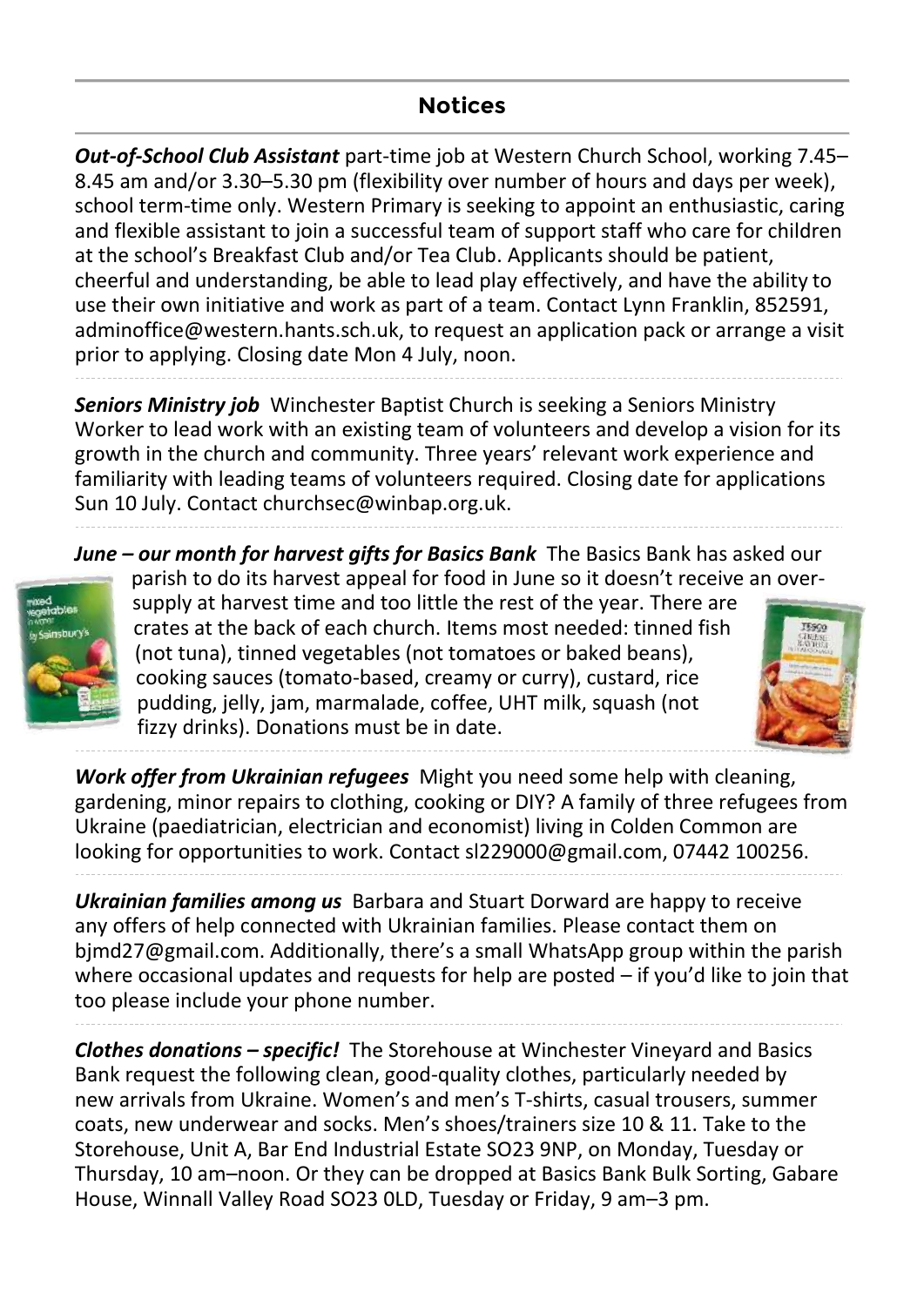## Notices

***Out-of-School Club Assistant*** part-time job at Western Church School, working 7.45–8.45 am and/or 3.30–5.30 pm (flexibility over number of hours and days per week), school term-time only. Western Primary is seeking to appoint an enthusiastic, caring and flexible assistant to join a successful team of support staff who care for children at the school's Breakfast Club and/or Tea Club. Applicants should be patient, cheerful and understanding, be able to lead play effectively, and have the ability to use their own initiative and work as part of a team. Contact Lynn Franklin, 852591, adminoffice@western.hants.sch.uk, to request an application pack or arrange a visit prior to applying. Closing date Mon 4 July, noon.

***Seniors Ministry job*** Winchester Baptist Church is seeking a Seniors Ministry Worker to lead work with an existing team of volunteers and develop a vision for its growth in the church and community. Three years' relevant work experience and familiarity with leading teams of volunteers required. Closing date for applications Sun 10 July. Contact churchsec@winbap.org.uk.

***June – our month for harvest gifts for Basics Bank*** The Basics Bank has asked our parish to do its harvest appeal for food in June so it doesn't receive an over-supply at harvest time and too little the rest of the year. There are crates at the back of each church. Items most needed: tinned fish (not tuna), tinned vegetables (not tomatoes or baked beans), cooking sauces (tomato-based, creamy or curry), custard, rice pudding, jelly, jam, marmalade, coffee, UHT milk, squash (not fizzy drinks). Donations must be in date.

***Work offer from Ukrainian refugees*** Might you need some help with cleaning, gardening, minor repairs to clothing, cooking or DIY? A family of three refugees from Ukraine (paediatrician, electrician and economist) living in Colden Common are looking for opportunities to work. Contact sl229000@gmail.com, 07442 100256.

***Ukrainian families among us*** Barbara and Stuart Dorward are happy to receive any offers of help connected with Ukrainian families. Please contact them on bjmd27@gmail.com. Additionally, there's a small WhatsApp group within the parish where occasional updates and requests for help are posted – if you'd like to join that too please include your phone number.

***Clothes donations – specific!*** The Storehouse at Winchester Vineyard and Basics Bank request the following clean, good-quality clothes, particularly needed by new arrivals from Ukraine. Women's and men's T-shirts, casual trousers, summer coats, new underwear and socks. Men's shoes/trainers size 10 & 11. Take to the Storehouse, Unit A, Bar End Industrial Estate SO23 9NP, on Monday, Tuesday or Thursday, 10 am–noon. Or they can be dropped at Basics Bank Bulk Sorting, Gabare House, Winnall Valley Road SO23 0LD, Tuesday or Friday, 9 am–3 pm.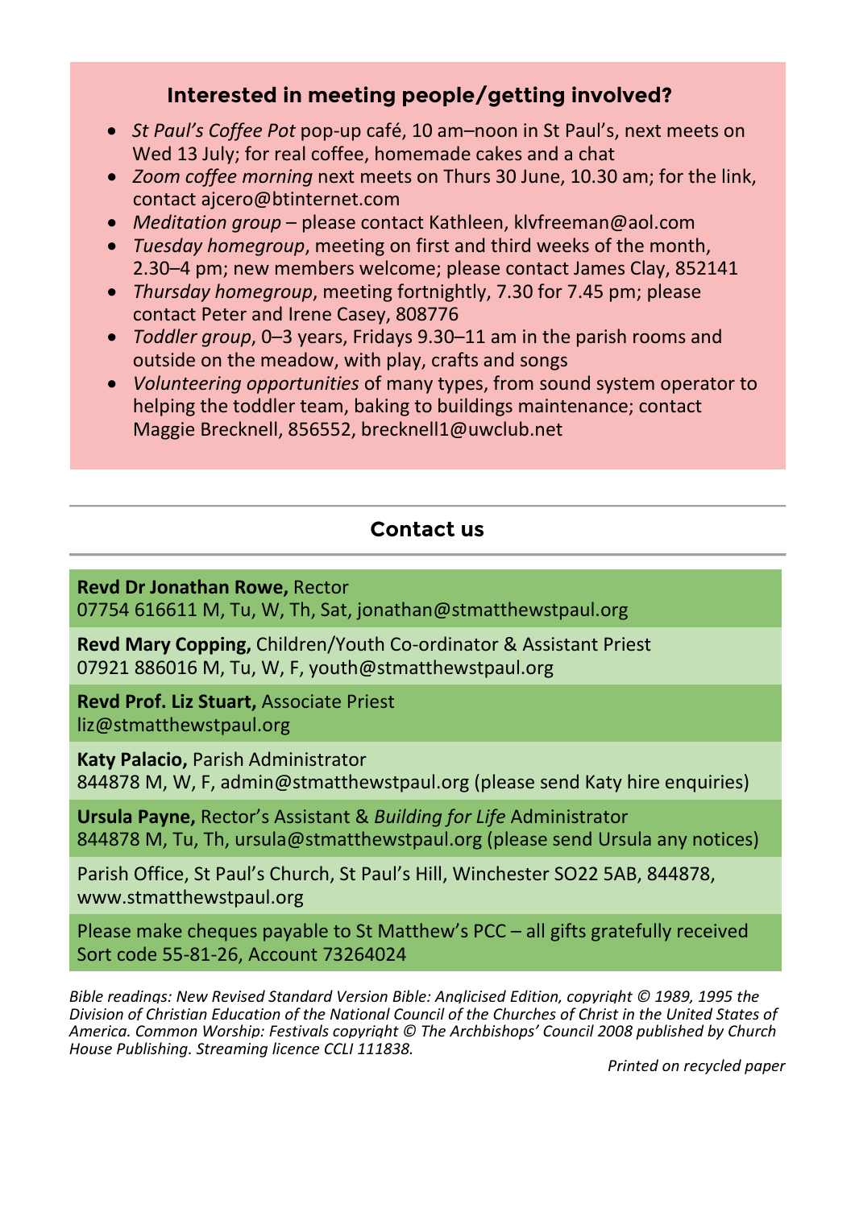## Interested in meeting people/getting involved?

- *St Paul's Coffee Pot* pop-up café, 10 am–noon in St Paul's, next meets on Wed 13 July; for real coffee, homemade cakes and a chat
- *Zoom coffee morning* next meets on Thurs 30 June, 10.30 am; for the link, contact ajcero@btinternet.com
- *Meditation group* – please contact Kathleen, klvfreeman@aol.com
- *Tuesday homegroup*, meeting on first and third weeks of the month, 2.30–4 pm; new members welcome; please contact James Clay, 852141
- *Thursday homegroup*, meeting fortnightly, 7.30 for 7.45 pm; please contact Peter and Irene Casey, 808776
- *Toddler group*, 0–3 years, Fridays 9.30–11 am in the parish rooms and outside on the meadow, with play, crafts and songs
- *Volunteering opportunities* of many types, from sound system operator to helping the toddler team, baking to buildings maintenance; contact Maggie Brecknell, 856552, brecknell1@uwclub.net

## Contact us

**Revd Dr Jonathan Rowe,** Rector
07754 616611 M, Tu, W, Th, Sat, jonathan@stmatthewstpaul.org

**Revd Mary Copping,** Children/Youth Co-ordinator & Assistant Priest
07921 886016 M, Tu, W, F, youth@stmatthewstpaul.org

**Revd Prof. Liz Stuart,** Associate Priest
liz@stmatthewstpaul.org

**Katy Palacio,** Parish Administrator
844878 M, W, F, admin@stmatthewstpaul.org (please send Katy hire enquiries)

**Ursula Payne,** Rector's Assistant & *Building for Life* Administrator
844878 M, Tu, Th, ursula@stmatthewstpaul.org (please send Ursula any notices)

Parish Office, St Paul's Church, St Paul's Hill, Winchester SO22 5AB, 844878, www.stmatthewstpaul.org

Please make cheques payable to St Matthew's PCC – all gifts gratefully received
Sort code 55-81-26, Account 73264024

*Bible readings: New Revised Standard Version Bible: Anglicised Edition, copyright © 1989, 1995 the Division of Christian Education of the National Council of the Churches of Christ in the United States of America. Common Worship: Festivals copyright © The Archbishops' Council 2008 published by Church House Publishing. Streaming licence CCLI 111838.*

*Printed on recycled paper*